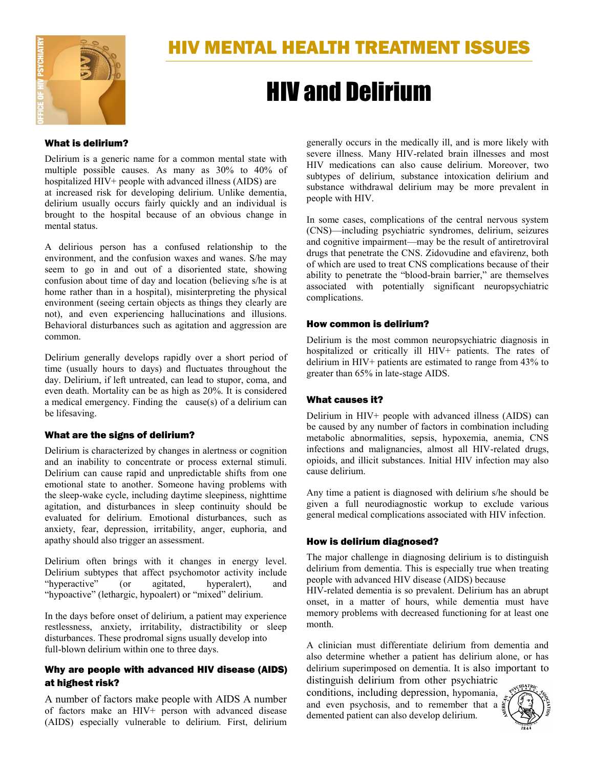# HIV MENTAL HEALTH TREATMENT ISSUES

# HIV and Delirium

### What is delirium?

Delirium is a generic name for a common mental state with multiple possible causes. As many as 30% to 40% of hospitalized HIV+ people with advanced illness (AIDS) are at increased risk for developing delirium. Unlike dementia, delirium usually occurs fairly quickly and an individual is brought to the hospital because of an obvious change in mental status.

A delirious person has a confused relationship to the environment, and the confusion waxes and wanes. S/he may seem to go in and out of a disoriented state, showing confusion about time of day and location (believing s/he is at home rather than in a hospital), misinterpreting the physical environment (seeing certain objects as things they clearly are not), and even experiencing hallucinations and illusions. Behavioral disturbances such as agitation and aggression are common.

Delirium generally develops rapidly over a short period of time (usually hours to days) and fluctuates throughout the day. Delirium, if left untreated, can lead to stupor, coma, and even death. Mortality can be as high as 20%. It is considered a medical emergency. Finding the cause(s) of a delirium can be lifesaving.

### What are the signs of delirium?

Delirium is characterized by changes in alertness or cognition and an inability to concentrate or process external stimuli. Delirium can cause rapid and unpredictable shifts from one emotional state to another. Someone having problems with the sleep-wake cycle, including daytime sleepiness, nighttime agitation, and disturbances in sleep continuity should be evaluated for delirium. Emotional disturbances, such as anxiety, fear, depression, irritability, anger, euphoria, and apathy should also trigger an assessment.

Delirium often brings with it changes in energy level. Delirium subtypes that affect psychomotor activity include "hyperactive" (or agitated, hyperalert), and "hypoactive" (lethargic, hypoalert) or "mixed" delirium.

In the days before onset of delirium, a patient may experience restlessness, anxiety, irritability, distractibility or sleep disturbances. These prodromal signs usually develop into full-blown delirium within one to three days.

### Why are people with advanced HIV disease (AIDS) at highest risk?

A number of factors make people with AIDS A number of factors make an HIV+ person with advanced disease (AIDS) especially vulnerable to delirium. First, delirium generally occurs in the medically ill, and is more likely with severe illness. Many HIV-related brain illnesses and most HIV medications can also cause delirium. Moreover, two subtypes of delirium, substance intoxication delirium and substance withdrawal delirium may be more prevalent in people with HIV.

In some cases, complications of the central nervous system (CNS)—including psychiatric syndromes, delirium, seizures and cognitive impairment—may be the result of antiretroviral drugs that penetrate the CNS. Zidovudine and efavirenz, both of which are used to treat CNS complications because of their ability to penetrate the "blood-brain barrier," are themselves associated with potentially significant neuropsychiatric complications.

### How common is delirium?

Delirium is the most common neuropsychiatric diagnosis in hospitalized or critically ill HIV+ patients. The rates of delirium in HIV+ patients are estimated to range from 43% to greater than 65% in late-stage AIDS.

### What causes it?

Delirium in HIV+ people with advanced illness (AIDS) can be caused by any number of factors in combination including metabolic abnormalities, sepsis, hypoxemia, anemia, CNS infections and malignancies, almost all HIV-related drugs, opioids, and illicit substances. Initial HIV infection may also cause delirium.

Any time a patient is diagnosed with delirium s/he should be given a full neurodiagnostic workup to exclude various general medical complications associated with HIV infection.

### How is delirium diagnosed?

The major challenge in diagnosing delirium is to distinguish delirium from dementia. This is especially true when treating people with advanced HIV disease (AIDS) because HIV-related dementia is so prevalent. Delirium has an abrupt onset, in a matter of hours, while dementia must have memory problems with decreased functioning for at least one month.

A clinician must differentiate delirium from dementia and also determine whether a patient has delirium alone, or has delirium superimposed on dementia. It is also important to distinguish delirium from other psychiatric conditions, including depression, hypomania, and even psychosis, and to remember that a demented patient can also develop delirium.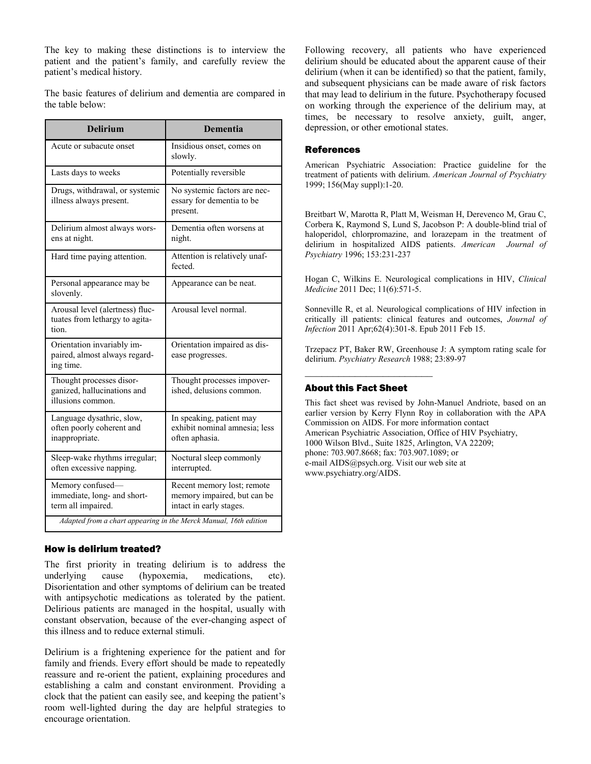The key to making these distinctions is to interview the patient and the patient's family, and carefully review the patient's medical history.

The basic features of delirium and dementia are compared in the table below:

| Delirium | Dementia |
|---|---|
| Acute or subacute onset | Insidious onset, comes on slowly. |
| Lasts days to weeks | Potentially reversible |
| Drugs, withdrawal, or systemic illness always present. | No systemic factors are necessary for dementia to be present. |
| Delirium almost always worsens at night. | Dementia often worsens at night. |
| Hard time paying attention. | Attention is relatively unaffected. |
| Personal appearance may be slovenly. | Appearance can be neat. |
| Arousal level (alertness) fluctuates from lethargy to agitation. | Arousal level normal. |
| Orientation invariably impaired, almost always regarding time. | Orientation impaired as disease progresses. |
| Thought processes disorganized, hallucinations and illusions common. | Thought processes impoverished, delusions common. |
| Language dysathric, slow, often poorly coherent and inappropriate. | In speaking, patient may exhibit nominal amnesia; less often aphasia. |
| Sleep-wake rhythms irregular; often excessive napping. | Noctural sleep commonly interrupted. |
| Memory confused—immediate, long- and short-term all impaired. | Recent memory lost; remote memory impaired, but can be intact in early stages. |

*Adapted from a chart appearing in the Merck Manual, 16th edition*

### How is delirium treated?

The first priority in treating delirium is to address the underlying cause (hypoxemia, medications, etc). Disorientation and other symptoms of delirium can be treated with antipsychotic medications as tolerated by the patient. Delirious patients are managed in the hospital, usually with constant observation, because of the ever-changing aspect of this illness and to reduce external stimuli.

Delirium is a frightening experience for the patient and for family and friends. Every effort should be made to repeatedly reassure and re-orient the patient, explaining procedures and establishing a calm and constant environment. Providing a clock that the patient can easily see, and keeping the patient's room well-lighted during the day are helpful strategies to encourage orientation.

Following recovery, all patients who have experienced delirium should be educated about the apparent cause of their delirium (when it can be identified) so that the patient, family, and subsequent physicians can be made aware of risk factors that may lead to delirium in the future. Psychotherapy focused on working through the experience of the delirium may, at times, be necessary to resolve anxiety, guilt, anger, depression, or other emotional states.

### References

American Psychiatric Association: Practice guideline for the treatment of patients with delirium. *American Journal of Psychiatry* 1999; 156(May suppl):1-20.

Breitbart W, Marotta R, Platt M, Weisman H, Derevenco M, Grau C, Corbera K, Raymond S, Lund S, Jacobson P: A double-blind trial of haloperidol, chlorpromazine, and lorazepam in the treatment of delirium in hospitalized AIDS patients. *American Journal of Psychiatry* 1996; 153:231-237

Hogan C, Wilkins E. Neurological complications in HIV, *Clinical Medicine* 2011 Dec; 11(6):571-5.

Sonneville R, et al. Neurological complications of HIV infection in critically ill patients: clinical features and outcomes, *Journal of Infection* 2011 Apr;62(4):301-8. Epub 2011 Feb 15.

Trzepacz PT, Baker RW, Greenhouse J: A symptom rating scale for delirium. *Psychiatry Research* 1988; 23:89-97

### About this Fact Sheet

This fact sheet was revised by John-Manuel Andriote, based on an earlier version by Kerry Flynn Roy in collaboration with the APA Commission on AIDS. For more information contact American Psychiatric Association, Office of HIV Psychiatry, 1000 Wilson Blvd., Suite 1825, Arlington, VA 22209; phone: 703.907.8668; fax: 703.907.1089; or e-mail AIDS@psych.org. Visit our web site at www.psychiatry.org/AIDS.